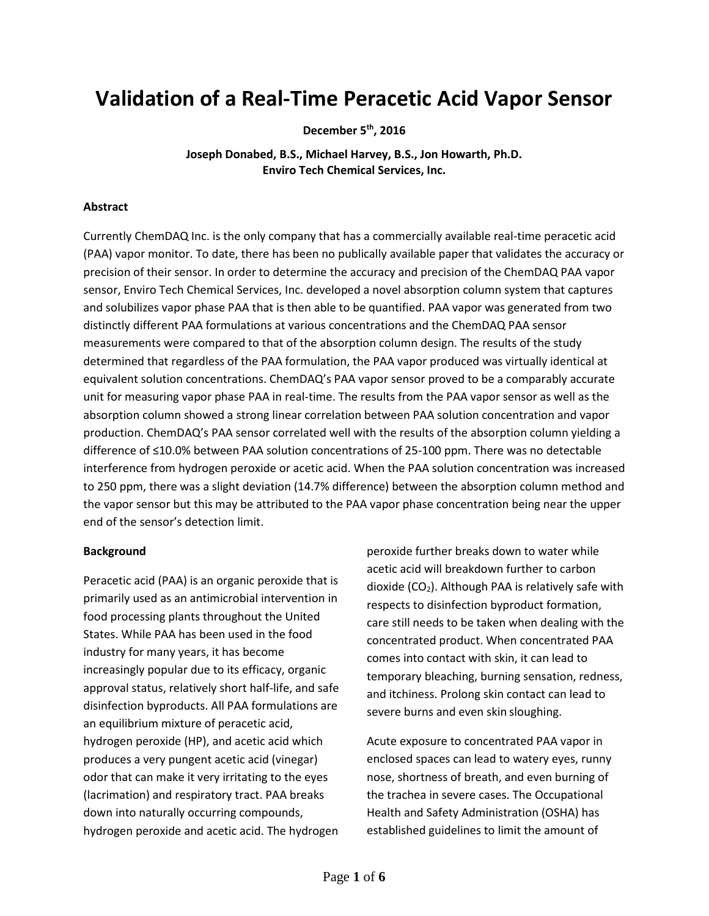# Validation of a Real-Time Peracetic Acid Vapor Sensor

**December 5th, 2016**

**Joseph Donabed, B.S., Michael Harvey, B.S., Jon Howarth, Ph.D.**
**Enviro Tech Chemical Services, Inc.**

**Abstract**

Currently ChemDAQ Inc. is the only company that has a commercially available real-time peracetic acid (PAA) vapor monitor. To date, there has been no publically available paper that validates the accuracy or precision of their sensor. In order to determine the accuracy and precision of the ChemDAQ PAA vapor sensor, Enviro Tech Chemical Services, Inc. developed a novel absorption column system that captures and solubilizes vapor phase PAA that is then able to be quantified. PAA vapor was generated from two distinctly different PAA formulations at various concentrations and the ChemDAQ PAA sensor measurements were compared to that of the absorption column design. The results of the study determined that regardless of the PAA formulation, the PAA vapor produced was virtually identical at equivalent solution concentrations. ChemDAQ's PAA vapor sensor proved to be a comparably accurate unit for measuring vapor phase PAA in real-time. The results from the PAA vapor sensor as well as the absorption column showed a strong linear correlation between PAA solution concentration and vapor production. ChemDAQ's PAA sensor correlated well with the results of the absorption column yielding a difference of ≤10.0% between PAA solution concentrations of 25-100 ppm. There was no detectable interference from hydrogen peroxide or acetic acid. When the PAA solution concentration was increased to 250 ppm, there was a slight deviation (14.7% difference) between the absorption column method and the vapor sensor but this may be attributed to the PAA vapor phase concentration being near the upper end of the sensor's detection limit.

**Background**

Peracetic acid (PAA) is an organic peroxide that is primarily used as an antimicrobial intervention in food processing plants throughout the United States. While PAA has been used in the food industry for many years, it has become increasingly popular due to its efficacy, organic approval status, relatively short half-life, and safe disinfection byproducts. All PAA formulations are an equilibrium mixture of peracetic acid, hydrogen peroxide (HP), and acetic acid which produces a very pungent acetic acid (vinegar) odor that can make it very irritating to the eyes (lacrimation) and respiratory tract. PAA breaks down into naturally occurring compounds, hydrogen peroxide and acetic acid. The hydrogen peroxide further breaks down to water while acetic acid will breakdown further to carbon dioxide ($CO_2$). Although PAA is relatively safe with respects to disinfection byproduct formation, care still needs to be taken when dealing with the concentrated product. When concentrated PAA comes into contact with skin, it can lead to temporary bleaching, burning sensation, redness, and itchiness. Prolong skin contact can lead to severe burns and even skin sloughing.

Acute exposure to concentrated PAA vapor in enclosed spaces can lead to watery eyes, runny nose, shortness of breath, and even burning of the trachea in severe cases. The Occupational Health and Safety Administration (OSHA) has established guidelines to limit the amount of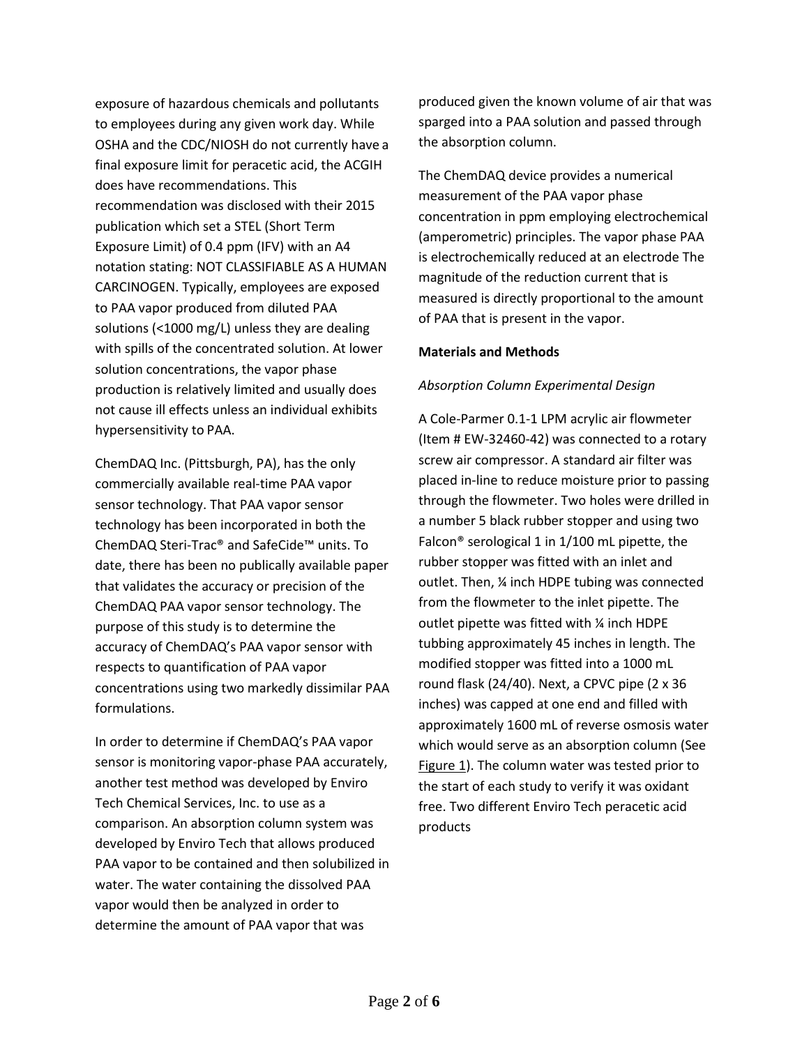exposure of hazardous chemicals and pollutants to employees during any given work day. While OSHA and the CDC/NIOSH do not currently have a final exposure limit for peracetic acid, the ACGIH does have recommendations. This recommendation was disclosed with their 2015 publication which set a STEL (Short Term Exposure Limit) of 0.4 ppm (IFV) with an A4 notation stating: NOT CLASSIFIABLE AS A HUMAN CARCINOGEN. Typically, employees are exposed to PAA vapor produced from diluted PAA solutions (<1000 mg/L) unless they are dealing with spills of the concentrated solution. At lower solution concentrations, the vapor phase production is relatively limited and usually does not cause ill effects unless an individual exhibits hypersensitivity to PAA.

ChemDAQ Inc. (Pittsburgh, PA), has the only commercially available real-time PAA vapor sensor technology. That PAA vapor sensor technology has been incorporated in both the ChemDAQ Steri-Trac® and SafeCide™ units. To date, there has been no publically available paper that validates the accuracy or precision of the ChemDAQ PAA vapor sensor technology. The purpose of this study is to determine the accuracy of ChemDAQ's PAA vapor sensor with respects to quantification of PAA vapor concentrations using two markedly dissimilar PAA formulations.

In order to determine if ChemDAQ's PAA vapor sensor is monitoring vapor-phase PAA accurately, another test method was developed by Enviro Tech Chemical Services, Inc. to use as a comparison. An absorption column system was developed by Enviro Tech that allows produced PAA vapor to be contained and then solubilized in water. The water containing the dissolved PAA vapor would then be analyzed in order to determine the amount of PAA vapor that was produced given the known volume of air that was sparged into a PAA solution and passed through the absorption column.

The ChemDAQ device provides a numerical measurement of the PAA vapor phase concentration in ppm employing electrochemical (amperometric) principles. The vapor phase PAA is electrochemically reduced at an electrode The magnitude of the reduction current that is measured is directly proportional to the amount of PAA that is present in the vapor.

**Materials and Methods**

*Absorption Column Experimental Design*

A Cole-Parmer 0.1-1 LPM acrylic air flowmeter (Item # EW-32460-42) was connected to a rotary screw air compressor. A standard air filter was placed in-line to reduce moisture prior to passing through the flowmeter. Two holes were drilled in a number 5 black rubber stopper and using two Falcon® serological 1 in 1/100 mL pipette, the rubber stopper was fitted with an inlet and outlet. Then, ¼ inch HDPE tubing was connected from the flowmeter to the inlet pipette. The outlet pipette was fitted with ¼ inch HDPE tubbing approximately 45 inches in length. The modified stopper was fitted into a 1000 mL round flask (24/40). Next, a CPVC pipe (2 x 36 inches) was capped at one end and filled with approximately 1600 mL of reverse osmosis water which would serve as an absorption column (See Figure 1). The column water was tested prior to the start of each study to verify it was oxidant free. Two different Enviro Tech peracetic acid products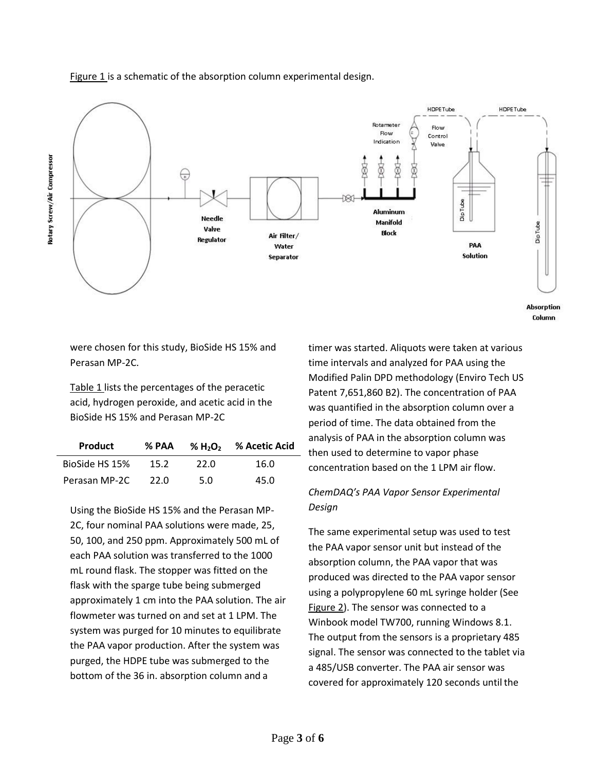Figure 1 is a schematic of the absorption column experimental design.

were chosen for this study, BioSide HS 15% and Perasan MP-2C.

Table 1 lists the percentages of the peracetic acid, hydrogen peroxide, and acetic acid in the BioSide HS 15% and Perasan MP-2C

| Product | % PAA | % $H_2O_2$ | % Acetic Acid |
|---|---|---|---|
| BioSide HS 15% | 15.2 | 22.0 | 16.0 |
| Perasan MP-2C | 22.0 | 5.0 | 45.0 |

Using the BioSide HS 15% and the Perasan MP-2C, four nominal PAA solutions were made, 25, 50, 100, and 250 ppm. Approximately 500 mL of each PAA solution was transferred to the 1000 mL round flask. The stopper was fitted on the flask with the sparge tube being submerged approximately 1 cm into the PAA solution. The air flowmeter was turned on and set at 1 LPM. The system was purged for 10 minutes to equilibrate the PAA vapor production. After the system was purged, the HDPE tube was submerged to the bottom of the 36 in. absorption column and a timer was started. Aliquots were taken at various time intervals and analyzed for PAA using the Modified Palin DPD methodology (Enviro Tech US Patent 7,651,860 B2). The concentration of PAA was quantified in the absorption column over a period of time. The data obtained from the analysis of PAA in the absorption column was then used to determine to vapor phase concentration based on the 1 LPM air flow.

*ChemDAQ's PAA Vapor Sensor Experimental Design*

The same experimental setup was used to test the PAA vapor sensor unit but instead of the absorption column, the PAA vapor that was produced was directed to the PAA vapor sensor using a polypropylene 60 mL syringe holder (See Figure 2). The sensor was connected to a Winbook model TW700, running Windows 8.1. The output from the sensors is a proprietary 485 signal. The sensor was connected to the tablet via a 485/USB converter. The PAA air sensor was covered for approximately 120 seconds until the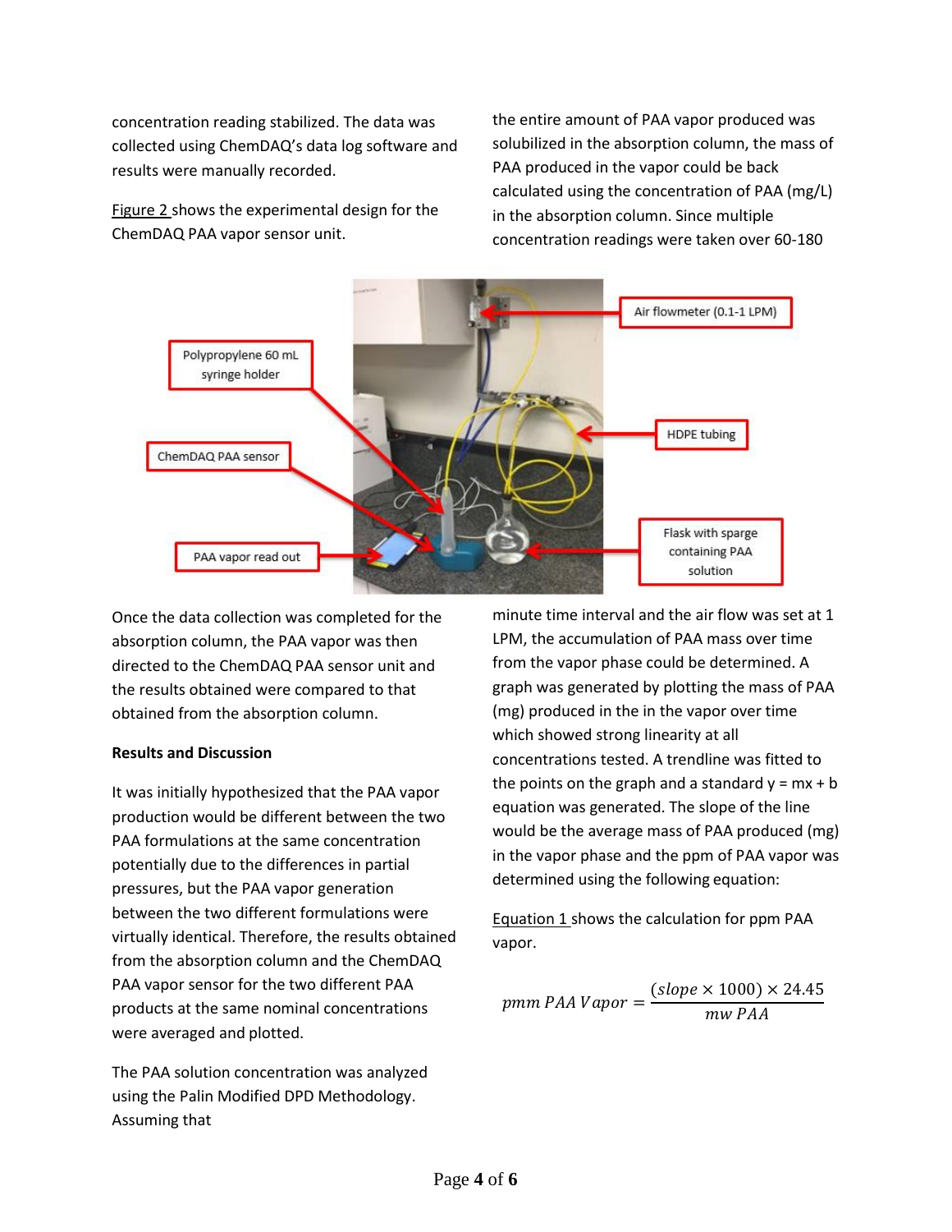concentration reading stabilized. The data was collected using ChemDAQ's data log software and results were manually recorded.

Figure 2 shows the experimental design for the ChemDAQ PAA vapor sensor unit.

Once the data collection was completed for the absorption column, the PAA vapor was then directed to the ChemDAQ PAA sensor unit and the results obtained were compared to that obtained from the absorption column.

**Results and Discussion**

It was initially hypothesized that the PAA vapor production would be different between the two PAA formulations at the same concentration potentially due to the differences in partial pressures, but the PAA vapor generation between the two different formulations were virtually identical. Therefore, the results obtained from the absorption column and the ChemDAQ PAA vapor sensor for the two different PAA products at the same nominal concentrations were averaged and plotted.

The PAA solution concentration was analyzed using the Palin Modified DPD Methodology. Assuming that the entire amount of PAA vapor produced was solubilized in the absorption column, the mass of PAA produced in the vapor could be back calculated using the concentration of PAA (mg/L) in the absorption column. Since multiple concentration readings were taken over 60-180 minute time interval and the air flow was set at 1 LPM, the accumulation of PAA mass over time from the vapor phase could be determined. A graph was generated by plotting the mass of PAA (mg) produced in the in the vapor over time which showed strong linearity at all concentrations tested. A trendline was fitted to the points on the graph and a standard y = mx + b equation was generated. The slope of the line would be the average mass of PAA produced (mg) in the vapor phase and the ppm of PAA vapor was determined using the following equation:

Equation 1 shows the calculation for ppm PAA vapor.

$$pmm\ PAA\ Vapor = \frac{(slope \times 1000) \times 24.45}{mw\ PAA}$$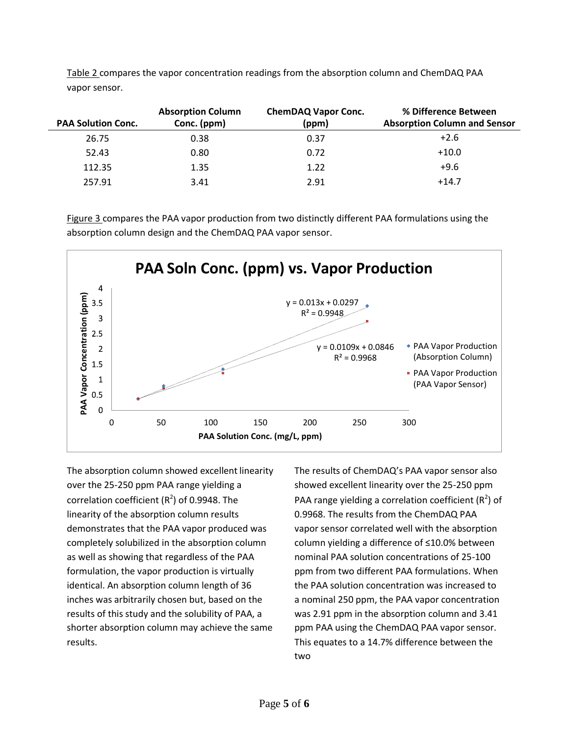Table 2 compares the vapor concentration readings from the absorption column and ChemDAQ PAA vapor sensor.

| PAA Solution Conc. | Absorption Column Conc. (ppm) | ChemDAQ Vapor Conc. (ppm) | % Difference Between Absorption Column and Sensor |
|---|---|---|---|
| 26.75 | 0.38 | 0.37 | +2.6 |
| 52.43 | 0.80 | 0.72 | +10.0 |
| 112.35 | 1.35 | 1.22 | +9.6 |
| 257.91 | 3.41 | 2.91 | +14.7 |

Figure 3 compares the PAA vapor production from two distinctly different PAA formulations using the absorption column design and the ChemDAQ PAA vapor sensor.

The absorption column showed excellent linearity over the 25-250 ppm PAA range yielding a correlation coefficient ($R^2$) of 0.9948. The linearity of the absorption column results demonstrates that the PAA vapor produced was completely solubilized in the absorption column as well as showing that regardless of the PAA formulation, the vapor production is virtually identical. An absorption column length of 36 inches was arbitrarily chosen but, based on the results of this study and the solubility of PAA, a shorter absorption column may achieve the same results.

The results of ChemDAQ's PAA vapor sensor also showed excellent linearity over the 25-250 ppm PAA range yielding a correlation coefficient ($R^2$) of 0.9968. The results from the ChemDAQ PAA vapor sensor correlated well with the absorption column yielding a difference of ≤10.0% between nominal PAA solution concentrations of 25-100 ppm from two different PAA formulations. When the PAA solution concentration was increased to a nominal 250 ppm, the PAA vapor concentration was 2.91 ppm in the absorption column and 3.41 ppm PAA using the ChemDAQ PAA vapor sensor. This equates to a 14.7% difference between the two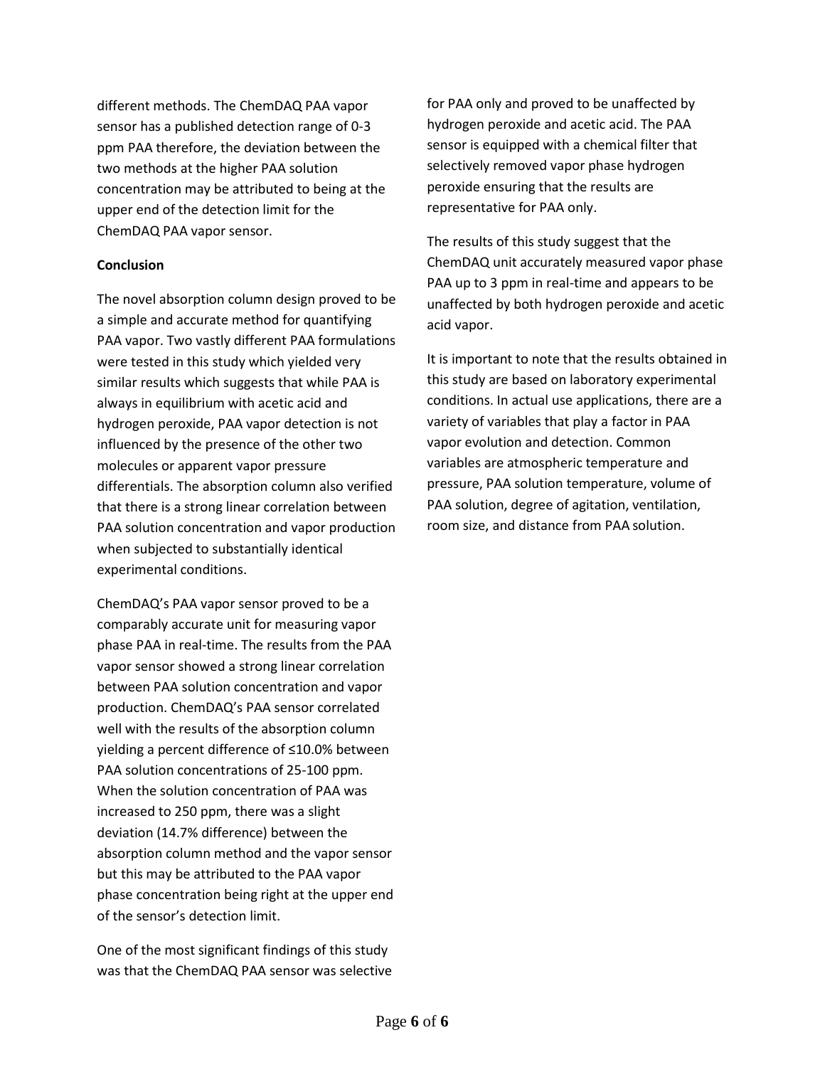different methods. The ChemDAQ PAA vapor sensor has a published detection range of 0-3 ppm PAA therefore, the deviation between the two methods at the higher PAA solution concentration may be attributed to being at the upper end of the detection limit for the ChemDAQ PAA vapor sensor.

**Conclusion**

The novel absorption column design proved to be a simple and accurate method for quantifying PAA vapor. Two vastly different PAA formulations were tested in this study which yielded very similar results which suggests that while PAA is always in equilibrium with acetic acid and hydrogen peroxide, PAA vapor detection is not influenced by the presence of the other two molecules or apparent vapor pressure differentials. The absorption column also verified that there is a strong linear correlation between PAA solution concentration and vapor production when subjected to substantially identical experimental conditions.

ChemDAQ's PAA vapor sensor proved to be a comparably accurate unit for measuring vapor phase PAA in real-time. The results from the PAA vapor sensor showed a strong linear correlation between PAA solution concentration and vapor production. ChemDAQ's PAA sensor correlated well with the results of the absorption column yielding a percent difference of ≤10.0% between PAA solution concentrations of 25-100 ppm. When the solution concentration of PAA was increased to 250 ppm, there was a slight deviation (14.7% difference) between the absorption column method and the vapor sensor but this may be attributed to the PAA vapor phase concentration being right at the upper end of the sensor's detection limit.

One of the most significant findings of this study was that the ChemDAQ PAA sensor was selective for PAA only and proved to be unaffected by hydrogen peroxide and acetic acid. The PAA sensor is equipped with a chemical filter that selectively removed vapor phase hydrogen peroxide ensuring that the results are representative for PAA only.

The results of this study suggest that the ChemDAQ unit accurately measured vapor phase PAA up to 3 ppm in real-time and appears to be unaffected by both hydrogen peroxide and acetic acid vapor.

It is important to note that the results obtained in this study are based on laboratory experimental conditions. In actual use applications, there are a variety of variables that play a factor in PAA vapor evolution and detection. Common variables are atmospheric temperature and pressure, PAA solution temperature, volume of PAA solution, degree of agitation, ventilation, room size, and distance from PAA solution.